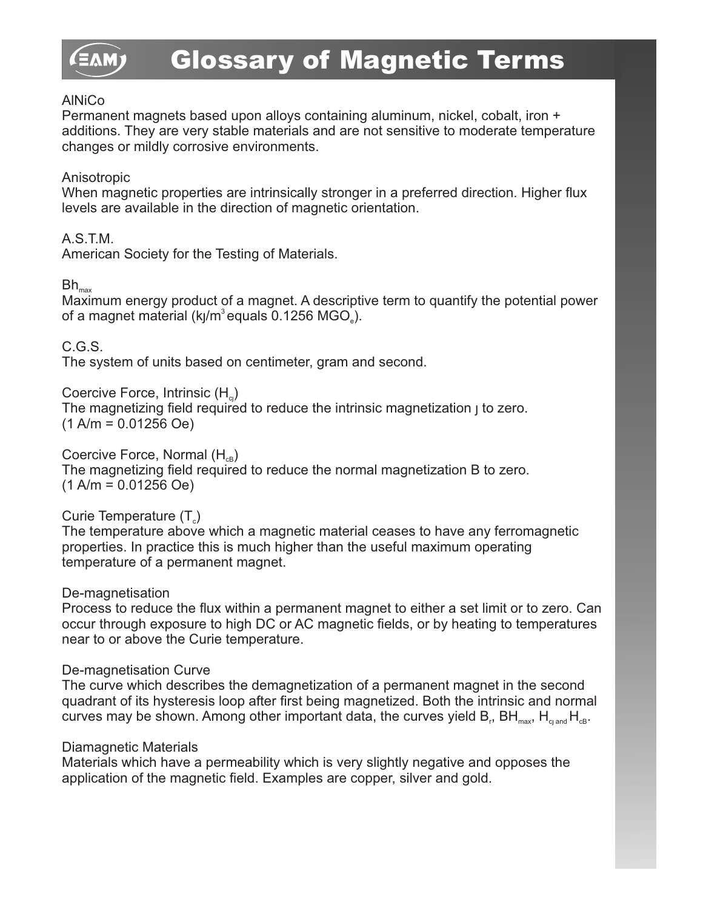# Glossary of Magnetic Terms

AlNiCo
Permanent magnets based upon alloys containing aluminum, nickel, cobalt, iron + additions. They are very stable materials and are not sensitive to moderate temperature changes or mildly corrosive environments.

Anisotropic
When magnetic properties are intrinsically stronger in a preferred direction. Higher flux levels are available in the direction of magnetic orientation.

A.S.T.M.
American Society for the Testing of Materials.

$Bh_{max}$
Maximum energy product of a magnet. A descriptive term to quantify the potential power of a magnet material (kJ/$m^3$ equals 0.1256 $MGO_e$).

C.G.S.
The system of units based on centimeter, gram and second.

Coercive Force, Intrinsic ($H_{cj}$)
The magnetizing field required to reduce the intrinsic magnetization J to zero.
(1 A/m = 0.01256 Oe)

Coercive Force, Normal ($H_{cB}$)
The magnetizing field required to reduce the normal magnetization B to zero.
(1 A/m = 0.01256 Oe)

Curie Temperature ($T_c$)
The temperature above which a magnetic material ceases to have any ferromagnetic properties. In practice this is much higher than the useful maximum operating temperature of a permanent magnet.

De-magnetisation
Process to reduce the flux within a permanent magnet to either a set limit or to zero. Can occur through exposure to high DC or AC magnetic fields, or by heating to temperatures near to or above the Curie temperature.

De-magnetisation Curve
The curve which describes the demagnetization of a permanent magnet in the second quadrant of its hysteresis loop after first being magnetized. Both the intrinsic and normal curves may be shown. Among other important data, the curves yield $B_r$, $BH_{max}$, $H_{cj}$ and $H_{cB}$.

Diamagnetic Materials
Materials which have a permeability which is very slightly negative and opposes the application of the magnetic field. Examples are copper, silver and gold.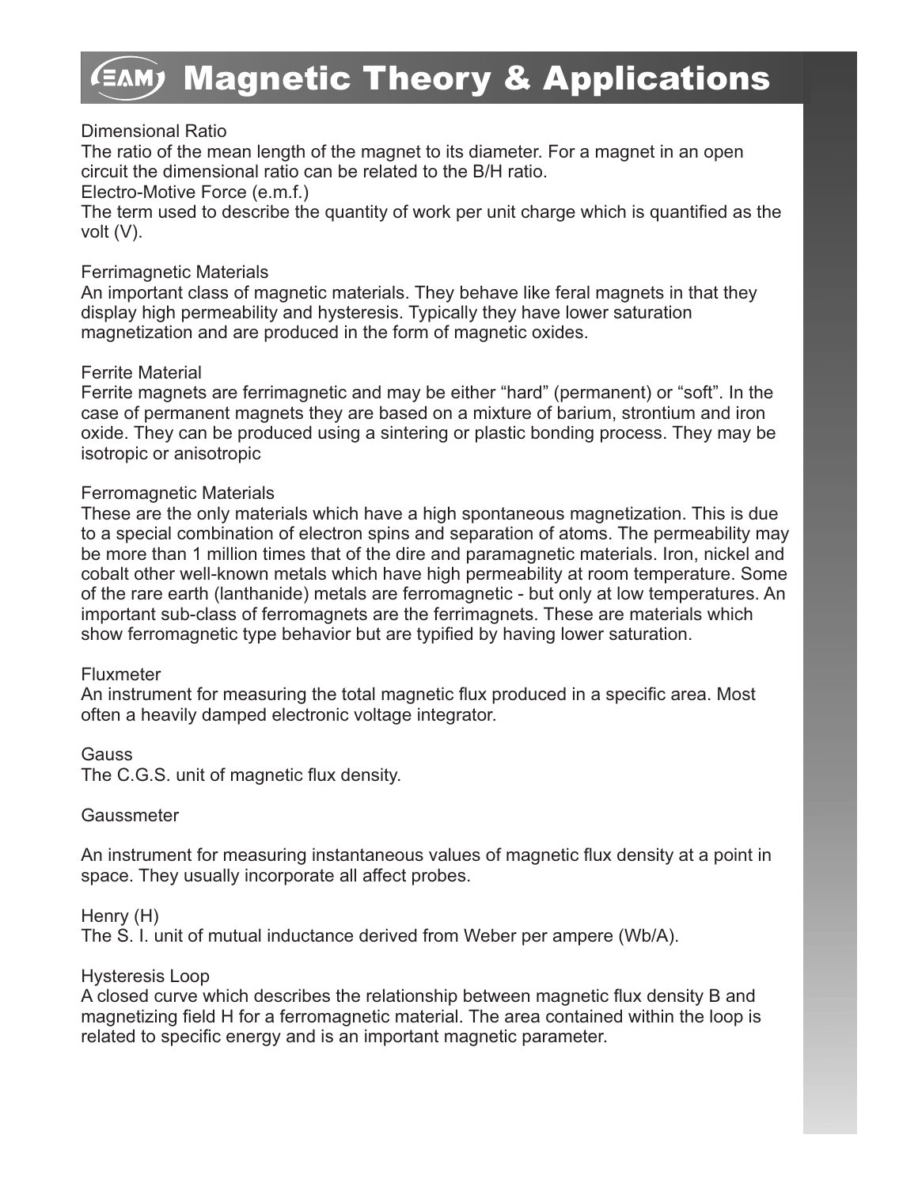# Magnetic Theory & Applications

Dimensional Ratio
The ratio of the mean length of the magnet to its diameter. For a magnet in an open circuit the dimensional ratio can be related to the B/H ratio.
Electro-Motive Force (e.m.f.)
The term used to describe the quantity of work per unit charge which is quantified as the volt (V).

Ferrimagnetic Materials
An important class of magnetic materials. They behave like feral magnets in that they display high permeability and hysteresis. Typically they have lower saturation magnetization and are produced in the form of magnetic oxides.

Ferrite Material
Ferrite magnets are ferrimagnetic and may be either "hard" (permanent) or "soft". In the case of permanent magnets they are based on a mixture of barium, strontium and iron oxide. They can be produced using a sintering or plastic bonding process. They may be isotropic or anisotropic

Ferromagnetic Materials
These are the only materials which have a high spontaneous magnetization. This is due to a special combination of electron spins and separation of atoms. The permeability may be more than 1 million times that of the dire and paramagnetic materials. Iron, nickel and cobalt other well-known metals which have high permeability at room temperature. Some of the rare earth (lanthanide) metals are ferromagnetic - but only at low temperatures. An important sub-class of ferromagnets are the ferrimagnets. These are materials which show ferromagnetic type behavior but are typified by having lower saturation.

Fluxmeter
An instrument for measuring the total magnetic flux produced in a specific area. Most often a heavily damped electronic voltage integrator.

Gauss
The C.G.S. unit of magnetic flux density.

Gaussmeter

An instrument for measuring instantaneous values of magnetic flux density at a point in space. They usually incorporate all affect probes.

Henry (H)
The S. I. unit of mutual inductance derived from Weber per ampere (Wb/A).

Hysteresis Loop
A closed curve which describes the relationship between magnetic flux density B and magnetizing field H for a ferromagnetic material. The area contained within the loop is related to specific energy and is an important magnetic parameter.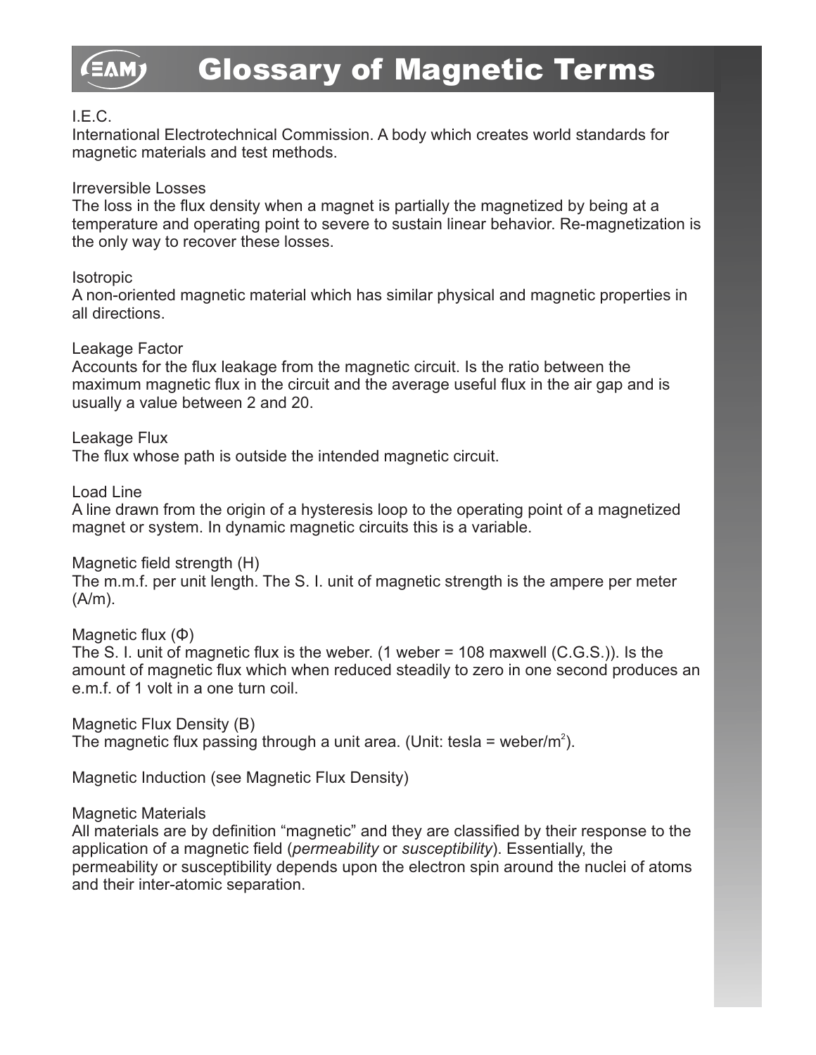# Glossary of Magnetic Terms

I.E.C.
International Electrotechnical Commission. A body which creates world standards for magnetic materials and test methods.

Irreversible Losses
The loss in the flux density when a magnet is partially the magnetized by being at a temperature and operating point to severe to sustain linear behavior. Re-magnetization is the only way to recover these losses.

Isotropic
A non-oriented magnetic material which has similar physical and magnetic properties in all directions.

Leakage Factor
Accounts for the flux leakage from the magnetic circuit. Is the ratio between the maximum magnetic flux in the circuit and the average useful flux in the air gap and is usually a value between 2 and 20.

Leakage Flux
The flux whose path is outside the intended magnetic circuit.

Load Line
A line drawn from the origin of a hysteresis loop to the operating point of a magnetized magnet or system. In dynamic magnetic circuits this is a variable.

Magnetic field strength (H)
The m.m.f. per unit length. The S. I. unit of magnetic strength is the ampere per meter (A/m).

Magnetic flux (Φ)
The S. I. unit of magnetic flux is the weber. (1 weber = 108 maxwell (C.G.S.)). Is the amount of magnetic flux which when reduced steadily to zero in one second produces an e.m.f. of 1 volt in a one turn coil.

Magnetic Flux Density (B)
The magnetic flux passing through a unit area. (Unit: tesla = weber/$m^2$).

Magnetic Induction (see Magnetic Flux Density)

Magnetic Materials
All materials are by definition "magnetic" and they are classified by their response to the application of a magnetic field (*permeability* or *susceptibility*). Essentially, the permeability or susceptibility depends upon the electron spin around the nuclei of atoms and their inter-atomic separation.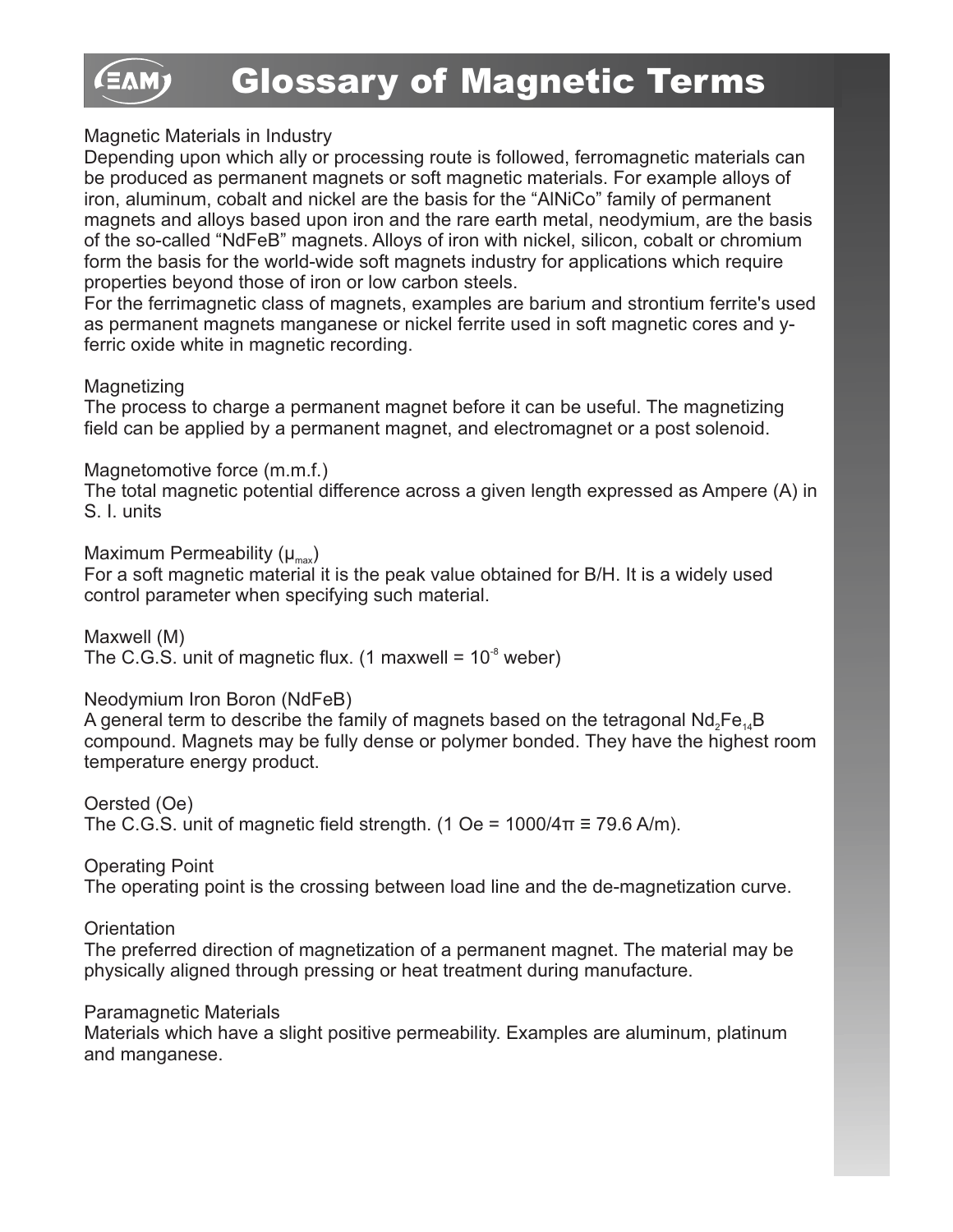# Glossary of Magnetic Terms

### Magnetic Materials in Industry

Depending upon which ally or processing route is followed, ferromagnetic materials can be produced as permanent magnets or soft magnetic materials. For example alloys of iron, aluminum, cobalt and nickel are the basis for the “AlNiCo” family of permanent magnets and alloys based upon iron and the rare earth metal, neodymium, are the basis of the so-called “NdFeB” magnets. Alloys of iron with nickel, silicon, cobalt or chromium form the basis for the world-wide soft magnets industry for applications which require properties beyond those of iron or low carbon steels.

For the ferrimagnetic class of magnets, examples are barium and strontium ferrite's used as permanent magnets manganese or nickel ferrite used in soft magnetic cores and y-ferric oxide white in magnetic recording.

### Magnetizing

The process to charge a permanent magnet before it can be useful. The magnetizing field can be applied by a permanent magnet, and electromagnet or a post solenoid.

### Magnetomotive force (m.m.f.)

The total magnetic potential difference across a given length expressed as Ampere (A) in S. I. units

### Maximum Permeability ($\mu_{max}$)

For a soft magnetic material it is the peak value obtained for B/H. It is a widely used control parameter when specifying such material.

### Maxwell (M)

The C.G.S. unit of magnetic flux. (1 maxwell = $10^{-8}$ weber)

### Neodymium Iron Boron (NdFeB)

A general term to describe the family of magnets based on the tetragonal $Nd_2Fe_{14}B$ compound. Magnets may be fully dense or polymer bonded. They have the highest room temperature energy product.

### Oersted (Oe)

The C.G.S. unit of magnetic field strength. (1 Oe = $1000/4\pi \equiv 79.6$ A/m).

### Operating Point

The operating point is the crossing between load line and the de-magnetization curve.

### Orientation

The preferred direction of magnetization of a permanent magnet. The material may be physically aligned through pressing or heat treatment during manufacture.

### Paramagnetic Materials

Materials which have a slight positive permeability. Examples are aluminum, platinum and manganese.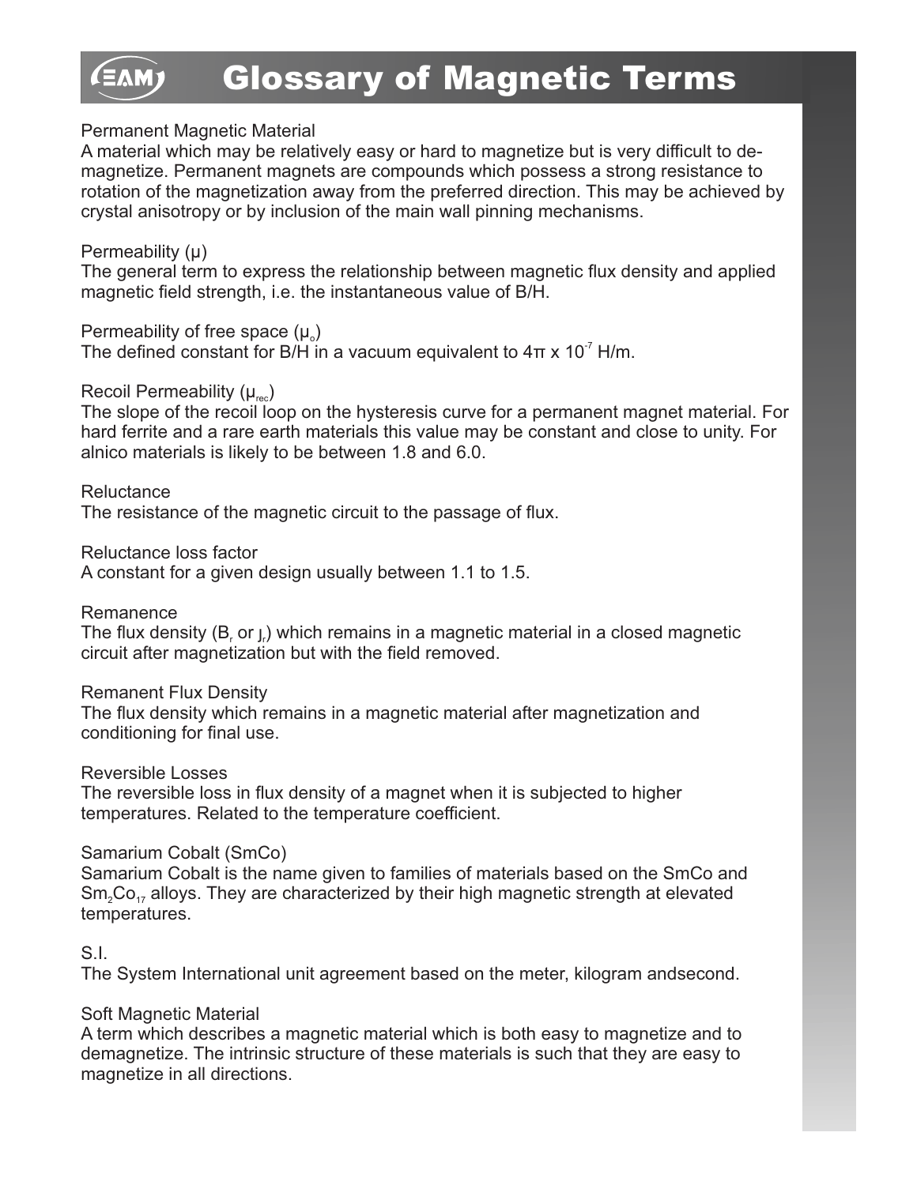# Glossary of Magnetic Terms

Permanent Magnetic Material
A material which may be relatively easy or hard to magnetize but is very difficult to de-magnetize. Permanent magnets are compounds which possess a strong resistance to rotation of the magnetization away from the preferred direction. This may be achieved by crystal anisotropy or by inclusion of the main wall pinning mechanisms.

Permeability ($\mu$)
The general term to express the relationship between magnetic flux density and applied magnetic field strength, i.e. the instantaneous value of B/H.

Permeability of free space ($\mu_o$)
The defined constant for B/H in a vacuum equivalent to $4\pi \times 10^{-7}$ H/m.

Recoil Permeability ($\mu_{rec}$)
The slope of the recoil loop on the hysteresis curve for a permanent magnet material. For hard ferrite and a rare earth materials this value may be constant and close to unity. For alnico materials is likely to be between 1.8 and 6.0.

Reluctance
The resistance of the magnetic circuit to the passage of flux.

Reluctance loss factor
A constant for a given design usually between 1.1 to 1.5.

Remanence
The flux density ($B_r$ or $J_r$) which remains in a magnetic material in a closed magnetic circuit after magnetization but with the field removed.

Remanent Flux Density
The flux density which remains in a magnetic material after magnetization and conditioning for final use.

Reversible Losses
The reversible loss in flux density of a magnet when it is subjected to higher temperatures. Related to the temperature coefficient.

Samarium Cobalt (SmCo)
Samarium Cobalt is the name given to families of materials based on the SmCo and $Sm_2Co_{17}$ alloys. They are characterized by their high magnetic strength at elevated temperatures.

S.I.
The System International unit agreement based on the meter, kilogram andsecond.

Soft Magnetic Material
A term which describes a magnetic material which is both easy to magnetize and to demagnetize. The intrinsic structure of these materials is such that they are easy to magnetize in all directions.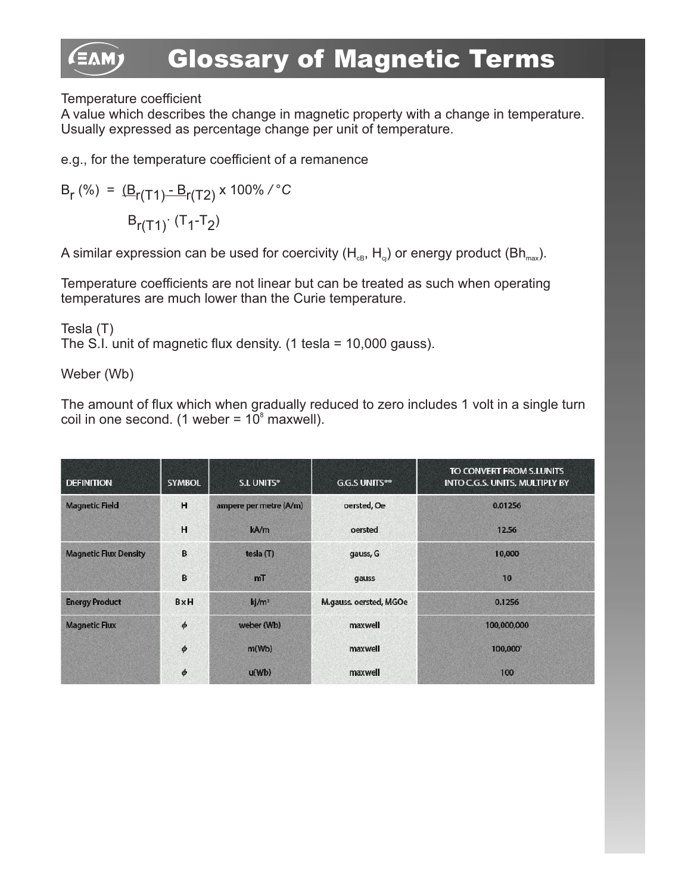# Glossary of Magnetic Terms

Temperature coefficient
A value which describes the change in magnetic property with a change in temperature. Usually expressed as percentage change per unit of temperature.

e.g., for the temperature coefficient of a remanence

$$B_r\,(\%) = \frac{(B_{r(T1)} - B_{r(T2)})}{B_{r(T1)} \cdot (T_1 - T_2)} \times 100\% \,/\,°C$$

A similar expression can be used for coercivity ($H_{cB}$, $H_{cj}$) or energy product ($Bh_{max}$).

Temperature coefficients are not linear but can be treated as such when operating temperatures are much lower than the Curie temperature.

Tesla (T)
The S.I. unit of magnetic flux density. (1 tesla = 10,000 gauss).

Weber (Wb)

The amount of flux which when gradually reduced to zero includes 1 volt in a single turn coil in one second. (1 weber = $10^8$ maxwell).

| DEFINITION | SYMBOL | S.I. UNITS* | G.G.S UNITS** | TO CONVERT FROM S.I.UNITS INTO C.G.S. UNITS, MULTIPLY BY |
|---|---|---|---|---|
| Magnetic Field | H | ampere per metre (A/m) | oersted, Oe | 0.01256 |
| | H | kA/m | oersted | 12.56 |
| Magnetic Flux Density | B | tesla (T) | gauss, G | 10,000 |
| | B | mT | gauss | 10 |
| Energy Product | B x H | kj/m³ | M.gauss. oersted, MGOe | 0.1256 |
| Magnetic Flux | $\phi$ | weber (Wb) | maxwell | 100,000,000 |
| | $\phi$ | m(Wb) | maxwell | 100,000' |
| | $\phi$ | u(Wb) | maxwell | 100 |